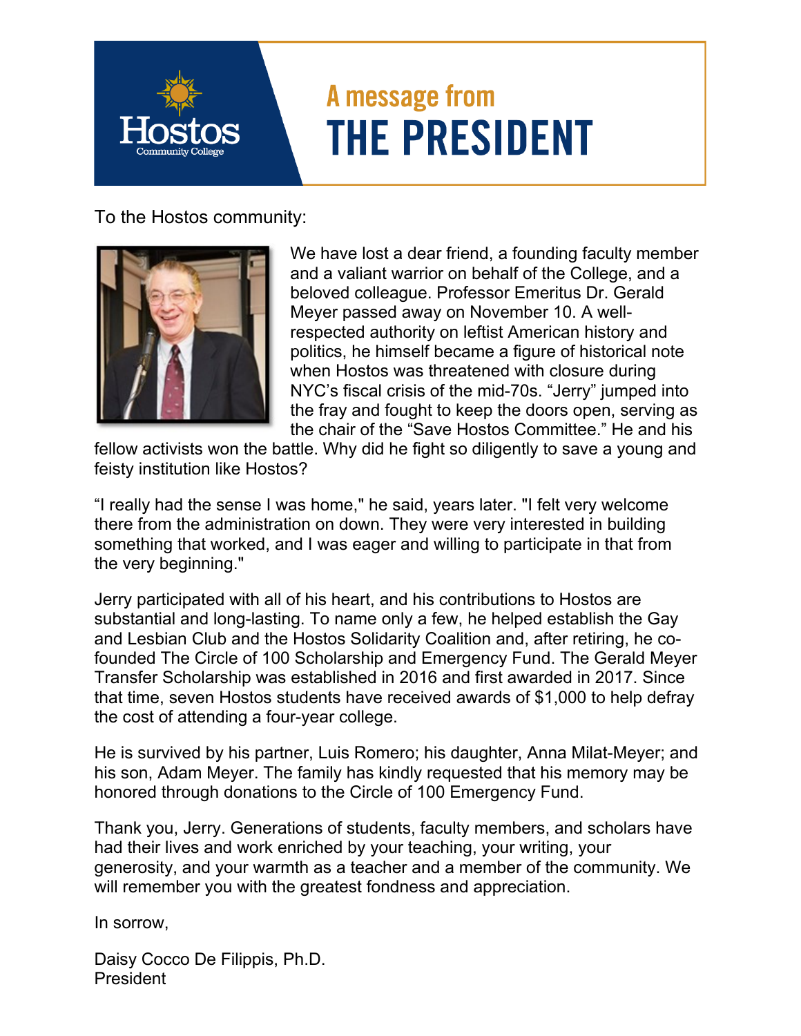# A message from THE PRESIDENT

To the Hostos community:

We have lost a dear friend, a founding faculty member and a valiant warrior on behalf of the College, and a beloved colleague. Professor Emeritus Dr. Gerald Meyer passed away on November 10. A well-respected authority on leftist American history and politics, he himself became a figure of historical note when Hostos was threatened with closure during NYC's fiscal crisis of the mid-70s. "Jerry" jumped into the fray and fought to keep the doors open, serving as the chair of the "Save Hostos Committee." He and his fellow activists won the battle. Why did he fight so diligently to save a young and feisty institution like Hostos?

"I really had the sense I was home," he said, years later. "I felt very welcome there from the administration on down. They were very interested in building something that worked, and I was eager and willing to participate in that from the very beginning."

Jerry participated with all of his heart, and his contributions to Hostos are substantial and long-lasting. To name only a few, he helped establish the Gay and Lesbian Club and the Hostos Solidarity Coalition and, after retiring, he co-founded The Circle of 100 Scholarship and Emergency Fund. The Gerald Meyer Transfer Scholarship was established in 2016 and first awarded in 2017. Since that time, seven Hostos students have received awards of $1,000 to help defray the cost of attending a four-year college.

He is survived by his partner, Luis Romero; his daughter, Anna Milat-Meyer; and his son, Adam Meyer. The family has kindly requested that his memory may be honored through donations to the Circle of 100 Emergency Fund.

Thank you, Jerry. Generations of students, faculty members, and scholars have had their lives and work enriched by your teaching, your writing, your generosity, and your warmth as a teacher and a member of the community. We will remember you with the greatest fondness and appreciation.

In sorrow,

Daisy Cocco De Filippis, Ph.D.
President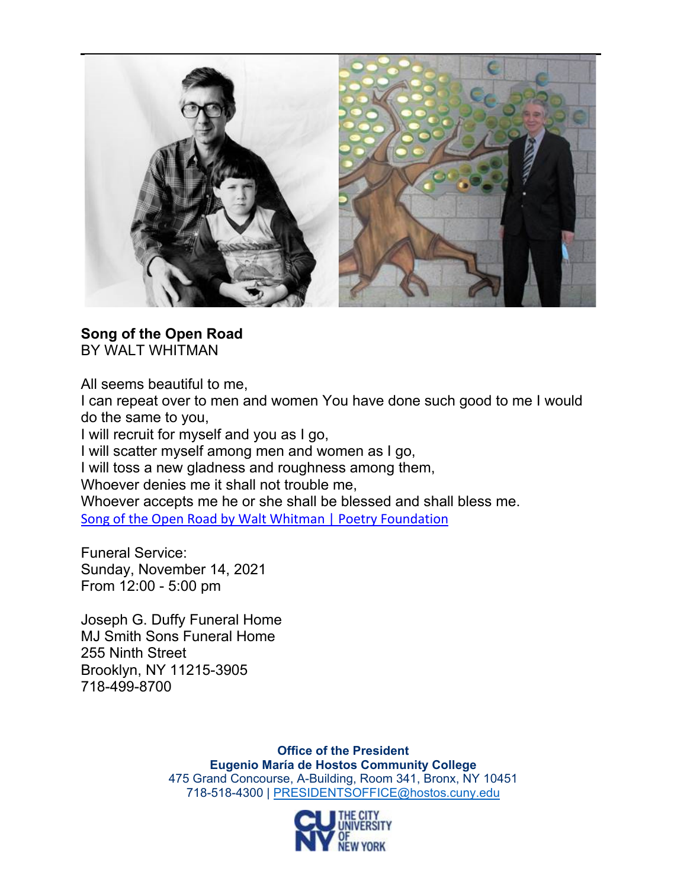**Song of the Open Road**
BY WALT WHITMAN

All seems beautiful to me,
I can repeat over to men and women You have done such good to me I would do the same to you,
I will recruit for myself and you as I go,
I will scatter myself among men and women as I go,
I will toss a new gladness and roughness among them,
Whoever denies me it shall not trouble me,
Whoever accepts me he or she shall be blessed and shall bless me.
[Song of the Open Road by Walt Whitman | Poetry Foundation]

Funeral Service:
Sunday, November 14, 2021
From 12:00 - 5:00 pm

Joseph G. Duffy Funeral Home
MJ Smith Sons Funeral Home
255 Ninth Street
Brooklyn, NY 11215-3905
718-499-8700

**Office of the President**
**Eugenio María de Hostos Community College**
475 Grand Concourse, A-Building, Room 341, Bronx, NY 10451
718-518-4300 | PRESIDENTSOFFICE@hostos.cuny.edu

THE CITY UNIVERSITY OF NEW YORK